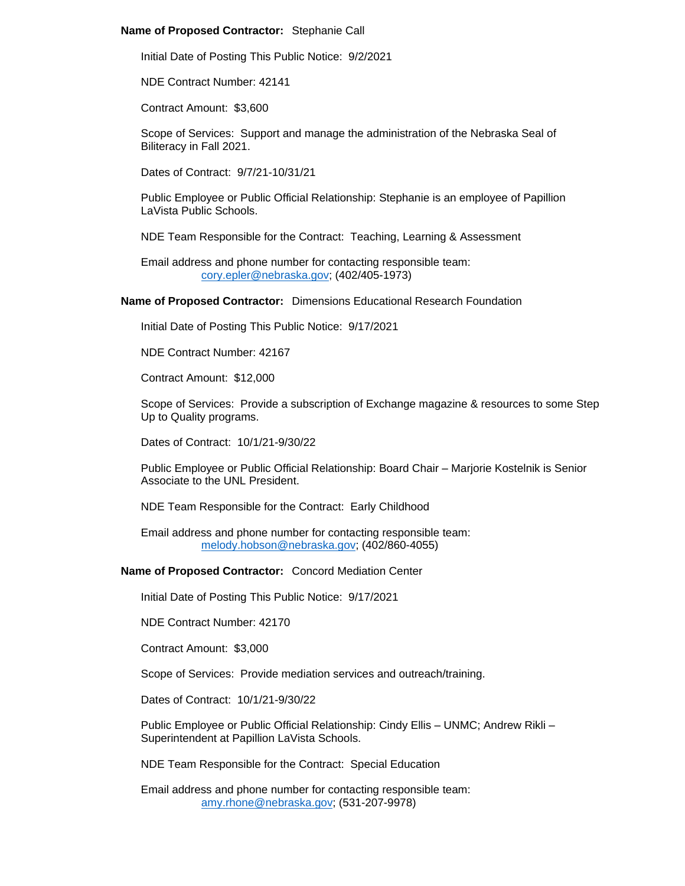**Name of Proposed Contractor:** Stephanie Call

Initial Date of Posting This Public Notice: 9/2/2021

NDE Contract Number: 42141

Contract Amount: $3,600

Scope of Services: Support and manage the administration of the Nebraska Seal of Biliteracy in Fall 2021.

Dates of Contract: 9/7/21-10/31/21

Public Employee or Public Official Relationship: Stephanie is an employee of Papillion LaVista Public Schools.

NDE Team Responsible for the Contract: Teaching, Learning & Assessment

Email address and phone number for contacting responsible team:
cory.epler@nebraska.gov; (402/405-1973)

**Name of Proposed Contractor:** Dimensions Educational Research Foundation

Initial Date of Posting This Public Notice: 9/17/2021

NDE Contract Number: 42167

Contract Amount: $12,000

Scope of Services: Provide a subscription of Exchange magazine & resources to some Step Up to Quality programs.

Dates of Contract: 10/1/21-9/30/22

Public Employee or Public Official Relationship: Board Chair – Marjorie Kostelnik is Senior Associate to the UNL President.

NDE Team Responsible for the Contract: Early Childhood

Email address and phone number for contacting responsible team:
melody.hobson@nebraska.gov; (402/860-4055)

**Name of Proposed Contractor:** Concord Mediation Center

Initial Date of Posting This Public Notice: 9/17/2021

NDE Contract Number: 42170

Contract Amount: $3,000

Scope of Services: Provide mediation services and outreach/training.

Dates of Contract: 10/1/21-9/30/22

Public Employee or Public Official Relationship: Cindy Ellis – UNMC; Andrew Rikli – Superintendent at Papillion LaVista Schools.

NDE Team Responsible for the Contract: Special Education

Email address and phone number for contacting responsible team:
amy.rhone@nebraska.gov; (531-207-9978)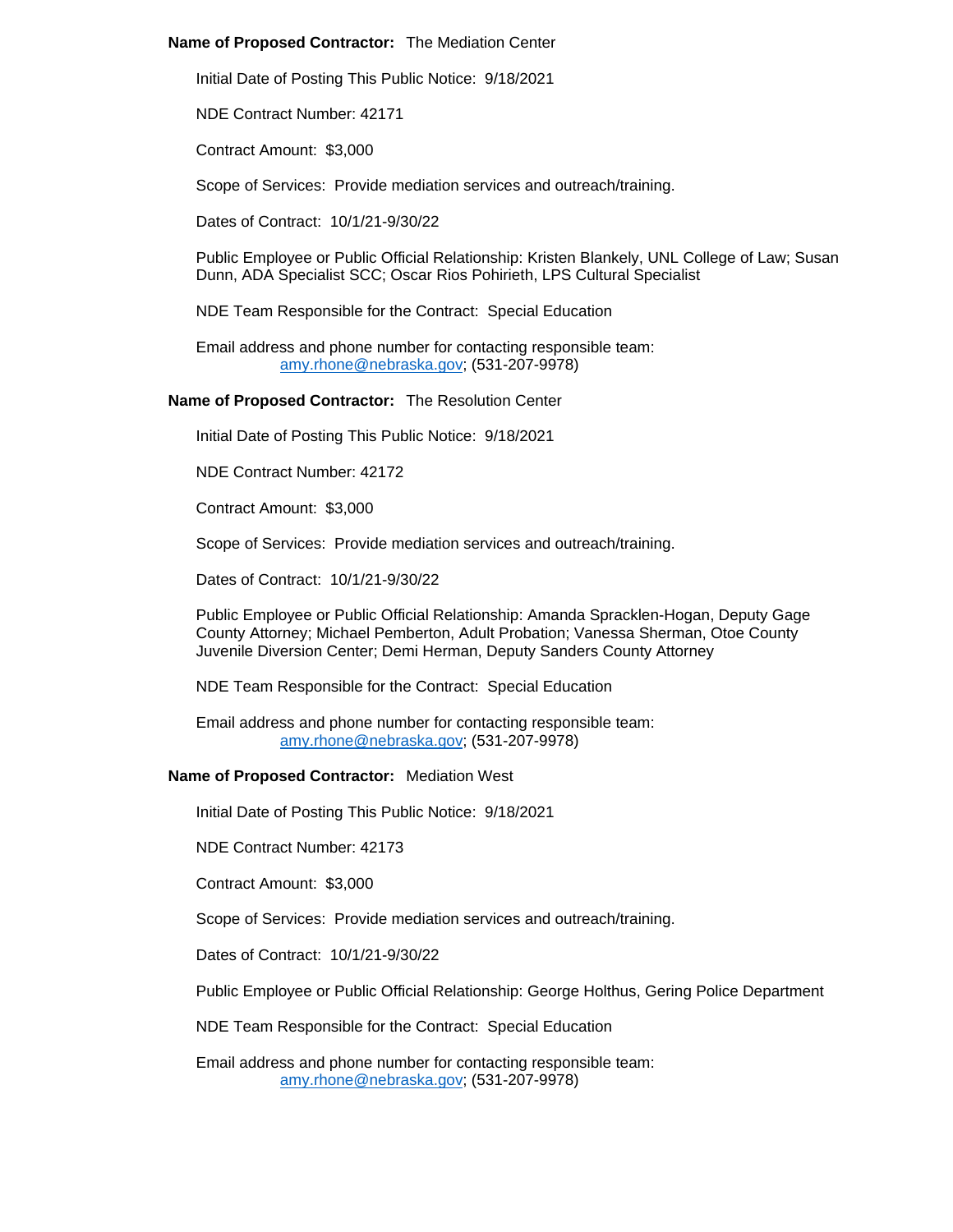**Name of Proposed Contractor:** The Mediation Center

Initial Date of Posting This Public Notice: 9/18/2021

NDE Contract Number: 42171

Contract Amount: $3,000

Scope of Services: Provide mediation services and outreach/training.

Dates of Contract: 10/1/21-9/30/22

Public Employee or Public Official Relationship: Kristen Blankely, UNL College of Law; Susan Dunn, ADA Specialist SCC; Oscar Rios Pohirieth, LPS Cultural Specialist

NDE Team Responsible for the Contract: Special Education

Email address and phone number for contacting responsible team:
amy.rhone@nebraska.gov; (531-207-9978)

**Name of Proposed Contractor:** The Resolution Center

Initial Date of Posting This Public Notice: 9/18/2021

NDE Contract Number: 42172

Contract Amount: $3,000

Scope of Services: Provide mediation services and outreach/training.

Dates of Contract: 10/1/21-9/30/22

Public Employee or Public Official Relationship: Amanda Spracklen-Hogan, Deputy Gage County Attorney; Michael Pemberton, Adult Probation; Vanessa Sherman, Otoe County Juvenile Diversion Center; Demi Herman, Deputy Sanders County Attorney

NDE Team Responsible for the Contract: Special Education

Email address and phone number for contacting responsible team:
amy.rhone@nebraska.gov; (531-207-9978)

**Name of Proposed Contractor:** Mediation West

Initial Date of Posting This Public Notice: 9/18/2021

NDE Contract Number: 42173

Contract Amount: $3,000

Scope of Services: Provide mediation services and outreach/training.

Dates of Contract: 10/1/21-9/30/22

Public Employee or Public Official Relationship: George Holthus, Gering Police Department

NDE Team Responsible for the Contract: Special Education

Email address and phone number for contacting responsible team:
amy.rhone@nebraska.gov; (531-207-9978)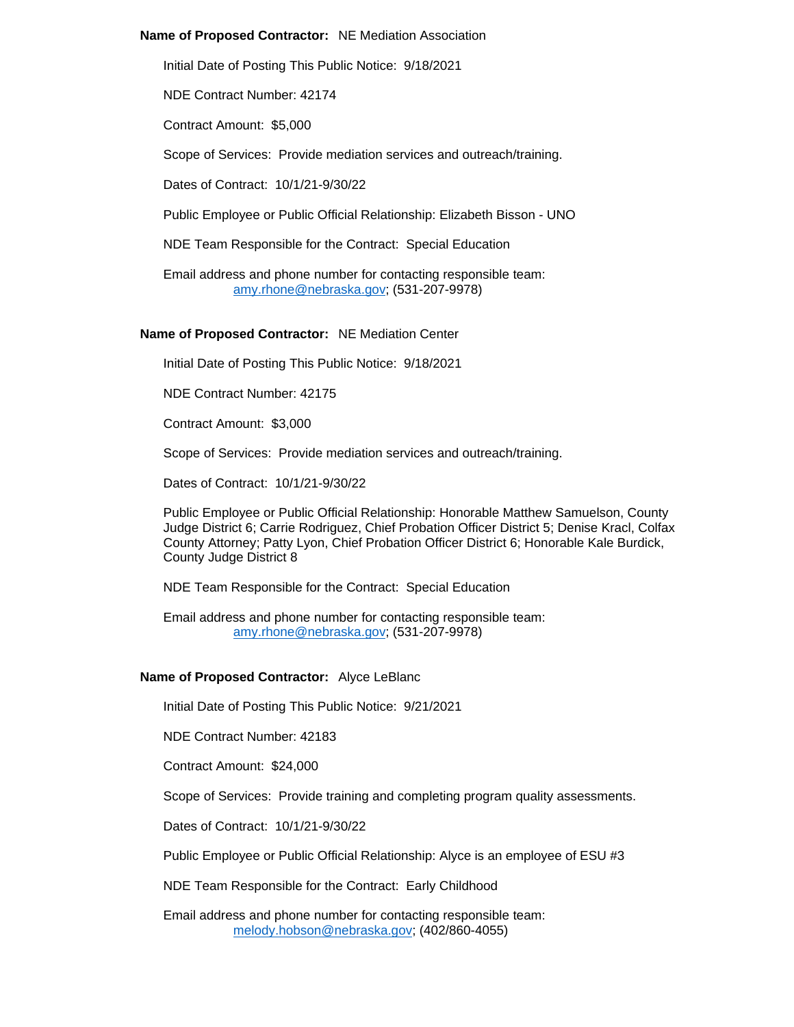**Name of Proposed Contractor:** NE Mediation Association

Initial Date of Posting This Public Notice: 9/18/2021

NDE Contract Number: 42174

Contract Amount: $5,000

Scope of Services: Provide mediation services and outreach/training.

Dates of Contract: 10/1/21-9/30/22

Public Employee or Public Official Relationship: Elizabeth Bisson - UNO

NDE Team Responsible for the Contract: Special Education

Email address and phone number for contacting responsible team:
amy.rhone@nebraska.gov; (531-207-9978)

**Name of Proposed Contractor:** NE Mediation Center

Initial Date of Posting This Public Notice: 9/18/2021

NDE Contract Number: 42175

Contract Amount: $3,000

Scope of Services: Provide mediation services and outreach/training.

Dates of Contract: 10/1/21-9/30/22

Public Employee or Public Official Relationship: Honorable Matthew Samuelson, County Judge District 6; Carrie Rodriguez, Chief Probation Officer District 5; Denise Kracl, Colfax County Attorney; Patty Lyon, Chief Probation Officer District 6; Honorable Kale Burdick, County Judge District 8

NDE Team Responsible for the Contract: Special Education

Email address and phone number for contacting responsible team:
amy.rhone@nebraska.gov; (531-207-9978)

**Name of Proposed Contractor:** Alyce LeBlanc

Initial Date of Posting This Public Notice: 9/21/2021

NDE Contract Number: 42183

Contract Amount: $24,000

Scope of Services: Provide training and completing program quality assessments.

Dates of Contract: 10/1/21-9/30/22

Public Employee or Public Official Relationship: Alyce is an employee of ESU #3

NDE Team Responsible for the Contract: Early Childhood

Email address and phone number for contacting responsible team:
melody.hobson@nebraska.gov; (402/860-4055)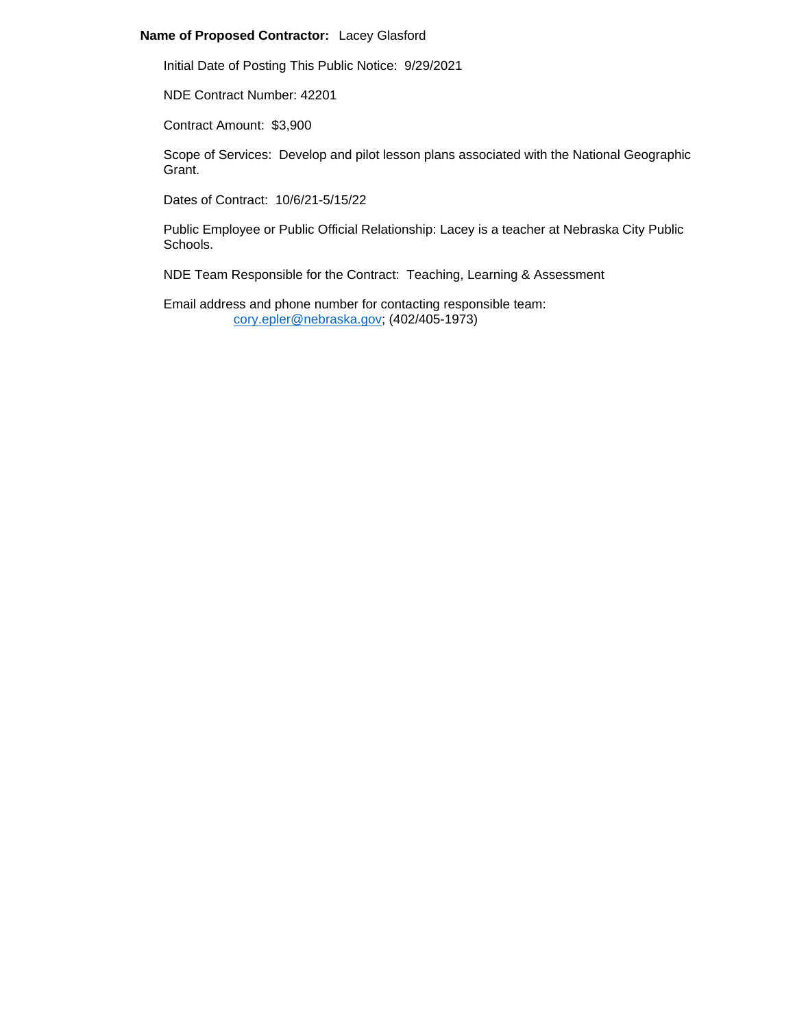**Name of Proposed Contractor:** Lacey Glasford

Initial Date of Posting This Public Notice: 9/29/2021

NDE Contract Number: 42201

Contract Amount: $3,900

Scope of Services: Develop and pilot lesson plans associated with the National Geographic Grant.

Dates of Contract: 10/6/21-5/15/22

Public Employee or Public Official Relationship: Lacey is a teacher at Nebraska City Public Schools.

NDE Team Responsible for the Contract: Teaching, Learning & Assessment

Email address and phone number for contacting responsible team:
cory.epler@nebraska.gov; (402/405-1973)